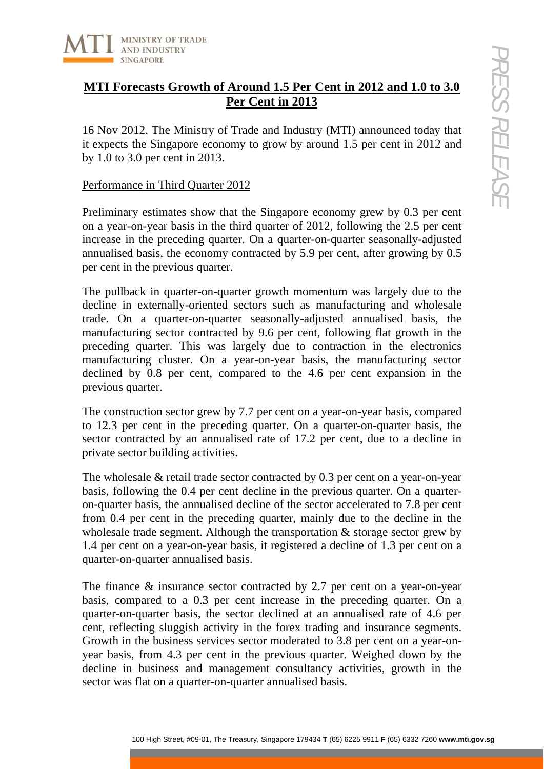# MTI Forecasts Growth of Around 1.5 Per Cent in 2012 and 1.0 to 3.0 Per Cent in 2013

16 Nov 2012. The Ministry of Trade and Industry (MTI) announced today that it expects the Singapore economy to grow by around 1.5 per cent in 2012 and by 1.0 to 3.0 per cent in 2013.

## Performance in Third Quarter 2012

Preliminary estimates show that the Singapore economy grew by 0.3 per cent on a year-on-year basis in the third quarter of 2012, following the 2.5 per cent increase in the preceding quarter. On a quarter-on-quarter seasonally-adjusted annualised basis, the economy contracted by 5.9 per cent, after growing by 0.5 per cent in the previous quarter.

The pullback in quarter-on-quarter growth momentum was largely due to the decline in externally-oriented sectors such as manufacturing and wholesale trade. On a quarter-on-quarter seasonally-adjusted annualised basis, the manufacturing sector contracted by 9.6 per cent, following flat growth in the preceding quarter. This was largely due to contraction in the electronics manufacturing cluster. On a year-on-year basis, the manufacturing sector declined by 0.8 per cent, compared to the 4.6 per cent expansion in the previous quarter.

The construction sector grew by 7.7 per cent on a year-on-year basis, compared to 12.3 per cent in the preceding quarter. On a quarter-on-quarter basis, the sector contracted by an annualised rate of 17.2 per cent, due to a decline in private sector building activities.

The wholesale & retail trade sector contracted by 0.3 per cent on a year-on-year basis, following the 0.4 per cent decline in the previous quarter. On a quarter-on-quarter basis, the annualised decline of the sector accelerated to 7.8 per cent from 0.4 per cent in the preceding quarter, mainly due to the decline in the wholesale trade segment. Although the transportation & storage sector grew by 1.4 per cent on a year-on-year basis, it registered a decline of 1.3 per cent on a quarter-on-quarter annualised basis.

The finance & insurance sector contracted by 2.7 per cent on a year-on-year basis, compared to a 0.3 per cent increase in the preceding quarter. On a quarter-on-quarter basis, the sector declined at an annualised rate of 4.6 per cent, reflecting sluggish activity in the forex trading and insurance segments. Growth in the business services sector moderated to 3.8 per cent on a year-on-year basis, from 4.3 per cent in the previous quarter. Weighed down by the decline in business and management consultancy activities, growth in the sector was flat on a quarter-on-quarter annualised basis.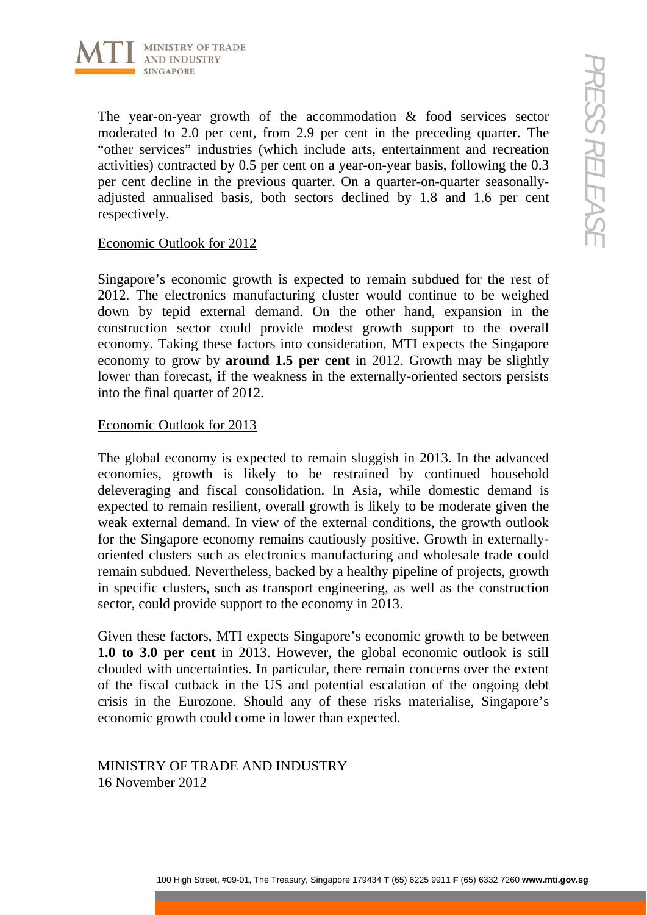The year-on-year growth of the accommodation & food services sector moderated to 2.0 per cent, from 2.9 per cent in the preceding quarter. The "other services" industries (which include arts, entertainment and recreation activities) contracted by 0.5 per cent on a year-on-year basis, following the 0.3 per cent decline in the previous quarter. On a quarter-on-quarter seasonally-adjusted annualised basis, both sectors declined by 1.8 and 1.6 per cent respectively.

## Economic Outlook for 2012

Singapore's economic growth is expected to remain subdued for the rest of 2012. The electronics manufacturing cluster would continue to be weighed down by tepid external demand. On the other hand, expansion in the construction sector could provide modest growth support to the overall economy. Taking these factors into consideration, MTI expects the Singapore economy to grow by **around 1.5 per cent** in 2012. Growth may be slightly lower than forecast, if the weakness in the externally-oriented sectors persists into the final quarter of 2012.

## Economic Outlook for 2013

The global economy is expected to remain sluggish in 2013. In the advanced economies, growth is likely to be restrained by continued household deleveraging and fiscal consolidation. In Asia, while domestic demand is expected to remain resilient, overall growth is likely to be moderate given the weak external demand. In view of the external conditions, the growth outlook for the Singapore economy remains cautiously positive. Growth in externally-oriented clusters such as electronics manufacturing and wholesale trade could remain subdued. Nevertheless, backed by a healthy pipeline of projects, growth in specific clusters, such as transport engineering, as well as the construction sector, could provide support to the economy in 2013.

Given these factors, MTI expects Singapore's economic growth to be between **1.0 to 3.0 per cent** in 2013. However, the global economic outlook is still clouded with uncertainties. In particular, there remain concerns over the extent of the fiscal cutback in the US and potential escalation of the ongoing debt crisis in the Eurozone. Should any of these risks materialise, Singapore's economic growth could come in lower than expected.

MINISTRY OF TRADE AND INDUSTRY
16 November 2012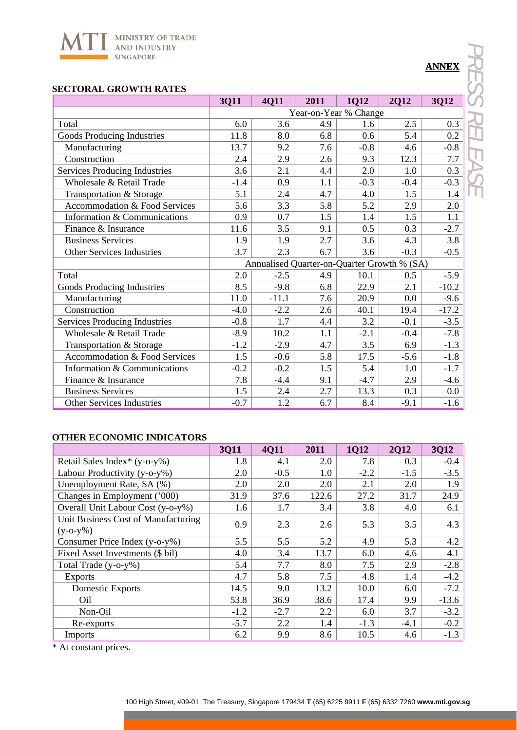**ANNEX**

## SECTORAL GROWTH RATES

| | 3Q11 | 4Q11 | 2011 | 1Q12 | 2Q12 | 3Q12 |
|---|---|---|---|---|---|---|
| | Year-on-Year % Change | | | | | |
| Total | 6.0 | 3.6 | 4.9 | 1.6 | 2.5 | 0.3 |
| Goods Producing Industries | 11.8 | 8.0 | 6.8 | 0.6 | 5.4 | 0.2 |
| Manufacturing | 13.7 | 9.2 | 7.6 | -0.8 | 4.6 | -0.8 |
| Construction | 2.4 | 2.9 | 2.6 | 9.3 | 12.3 | 7.7 |
| Services Producing Industries | 3.6 | 2.1 | 4.4 | 2.0 | 1.0 | 0.3 |
| Wholesale & Retail Trade | -1.4 | 0.9 | 1.1 | -0.3 | -0.4 | -0.3 |
| Transportation & Storage | 5.1 | 2.4 | 4.7 | 4.0 | 1.5 | 1.4 |
| Accommodation & Food Services | 5.6 | 3.3 | 5.8 | 5.2 | 2.9 | 2.0 |
| Information & Communications | 0.9 | 0.7 | 1.5 | 1.4 | 1.5 | 1.1 |
| Finance & Insurance | 11.6 | 3.5 | 9.1 | 0.5 | 0.3 | -2.7 |
| Business Services | 1.9 | 1.9 | 2.7 | 3.6 | 4.3 | 3.8 |
| Other Services Industries | 3.7 | 2.3 | 6.7 | 3.6 | -0.3 | -0.5 |
| | Annualised Quarter-on-Quarter Growth % (SA) | | | | | |
| Total | 2.0 | -2.5 | 4.9 | 10.1 | 0.5 | -5.9 |
| Goods Producing Industries | 8.5 | -9.8 | 6.8 | 22.9 | 2.1 | -10.2 |
| Manufacturing | 11.0 | -11.1 | 7.6 | 20.9 | 0.0 | -9.6 |
| Construction | -4.0 | -2.2 | 2.6 | 40.1 | 19.4 | -17.2 |
| Services Producing Industries | -0.8 | 1.7 | 4.4 | 3.2 | -0.1 | -3.5 |
| Wholesale & Retail Trade | -8.9 | 10.2 | 1.1 | -2.1 | -0.4 | -7.8 |
| Transportation & Storage | -1.2 | -2.9 | 4.7 | 3.5 | 6.9 | -1.3 |
| Accommodation & Food Services | 1.5 | -0.6 | 5.8 | 17.5 | -5.6 | -1.8 |
| Information & Communications | -0.2 | -0.2 | 1.5 | 5.4 | 1.0 | -1.7 |
| Finance & Insurance | 7.8 | -4.4 | 9.1 | -4.7 | 2.9 | -4.6 |
| Business Services | 1.5 | 2.4 | 2.7 | 13.3 | 0.3 | 0.0 |
| Other Services Industries | -0.7 | 1.2 | 6.7 | 8.4 | -9.1 | -1.6 |

## OTHER ECONOMIC INDICATORS

| | 3Q11 | 4Q11 | 2011 | 1Q12 | 2Q12 | 3Q12 |
|---|---|---|---|---|---|---|
| Retail Sales Index* (y-o-y%) | 1.8 | 4.1 | 2.0 | 7.8 | 0.3 | -0.4 |
| Labour Productivity (y-o-y%) | 2.0 | -0.5 | 1.0 | -2.2 | -1.5 | -3.5 |
| Unemployment Rate, SA (%) | 2.0 | 2.0 | 2.0 | 2.1 | 2.0 | 1.9 |
| Changes in Employment ('000) | 31.9 | 37.6 | 122.6 | 27.2 | 31.7 | 24.9 |
| Overall Unit Labour Cost (y-o-y%) | 1.6 | 1.7 | 3.4 | 3.8 | 4.0 | 6.1 |
| Unit Business Cost of Manufacturing (y-o-y%) | 0.9 | 2.3 | 2.6 | 5.3 | 3.5 | 4.3 |
| Consumer Price Index (y-o-y%) | 5.5 | 5.5 | 5.2 | 4.9 | 5.3 | 4.2 |
| Fixed Asset Investments ($ bil) | 4.0 | 3.4 | 13.7 | 6.0 | 4.6 | 4.1 |
| Total Trade (y-o-y%) | 5.4 | 7.7 | 8.0 | 7.5 | 2.9 | -2.8 |
| Exports | 4.7 | 5.8 | 7.5 | 4.8 | 1.4 | -4.2 |
| Domestic Exports | 14.5 | 9.0 | 13.2 | 10.0 | 6.0 | -7.2 |
| Oil | 53.8 | 36.9 | 38.6 | 17.4 | 9.9 | -13.6 |
| Non-Oil | -1.2 | -2.7 | 2.2 | 6.0 | 3.7 | -3.2 |
| Re-exports | -5.7 | 2.2 | 1.4 | -1.3 | -4.1 | -0.2 |
| Imports | 6.2 | 9.9 | 8.6 | 10.5 | 4.6 | -1.3 |

* At constant prices.